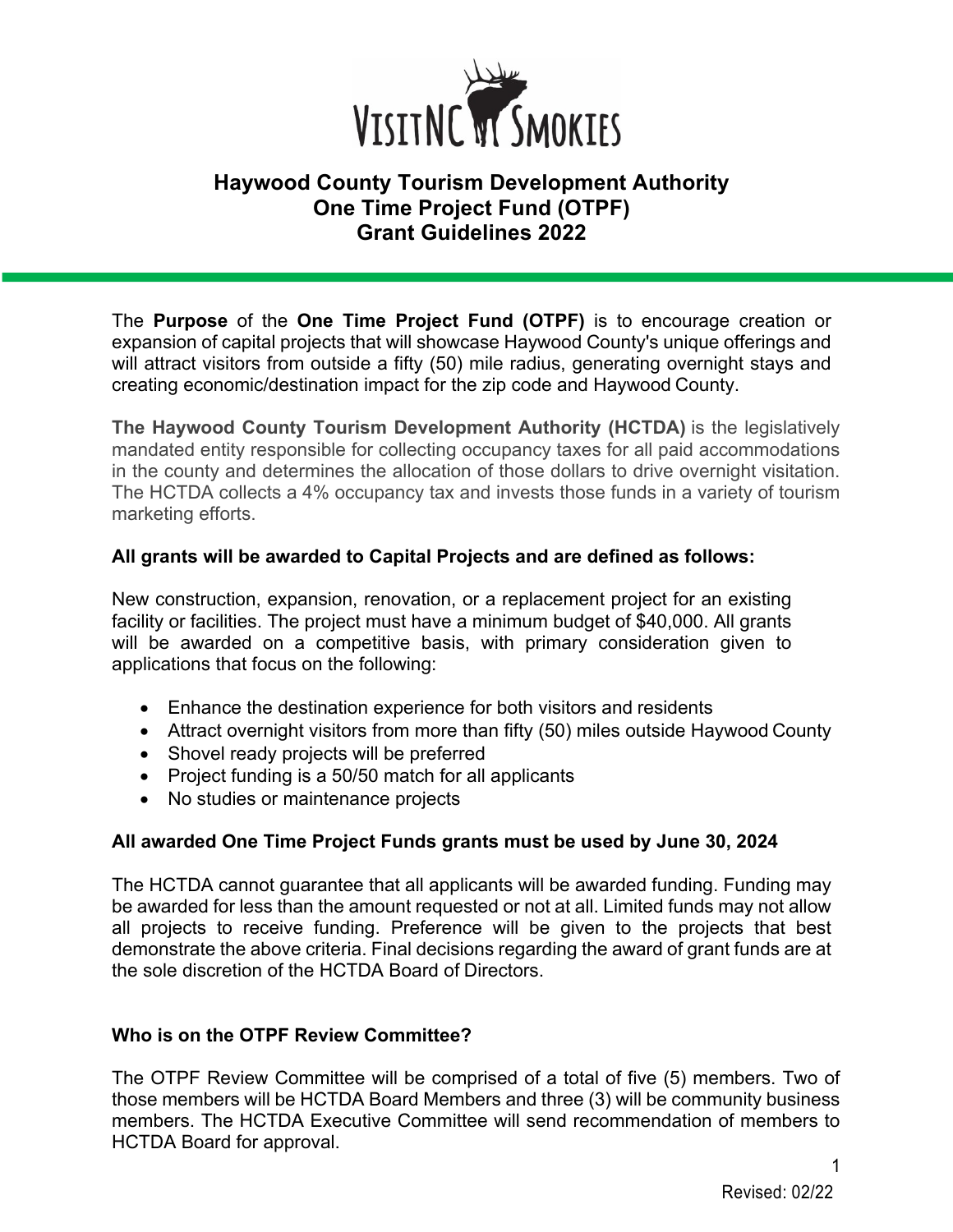# Haywood County Tourism Development Authority
# One Time Project Fund (OTPF)
# Grant Guidelines 2022

The **Purpose** of the **One Time Project Fund (OTPF)** is to encourage creation or expansion of capital projects that will showcase Haywood County's unique offerings and will attract visitors from outside a fifty (50) mile radius, generating overnight stays and creating economic/destination impact for the zip code and Haywood County.

**The Haywood County Tourism Development Authority (HCTDA)** is the legislatively mandated entity responsible for collecting occupancy taxes for all paid accommodations in the county and determines the allocation of those dollars to drive overnight visitation. The HCTDA collects a 4% occupancy tax and invests those funds in a variety of tourism marketing efforts.

**All grants will be awarded to Capital Projects and are defined as follows:**

New construction, expansion, renovation, or a replacement project for an existing facility or facilities. The project must have a minimum budget of $40,000. All grants will be awarded on a competitive basis, with primary consideration given to applications that focus on the following:

- Enhance the destination experience for both visitors and residents
- Attract overnight visitors from more than fifty (50) miles outside Haywood County
- Shovel ready projects will be preferred
- Project funding is a 50/50 match for all applicants
- No studies or maintenance projects

**All awarded One Time Project Funds grants must be used by June 30, 2024**

The HCTDA cannot guarantee that all applicants will be awarded funding. Funding may be awarded for less than the amount requested or not at all. Limited funds may not allow all projects to receive funding. Preference will be given to the projects that best demonstrate the above criteria. Final decisions regarding the award of grant funds are at the sole discretion of the HCTDA Board of Directors.

**Who is on the OTPF Review Committee?**

The OTPF Review Committee will be comprised of a total of five (5) members. Two of those members will be HCTDA Board Members and three (3) will be community business members. The HCTDA Executive Committee will send recommendation of members to HCTDA Board for approval.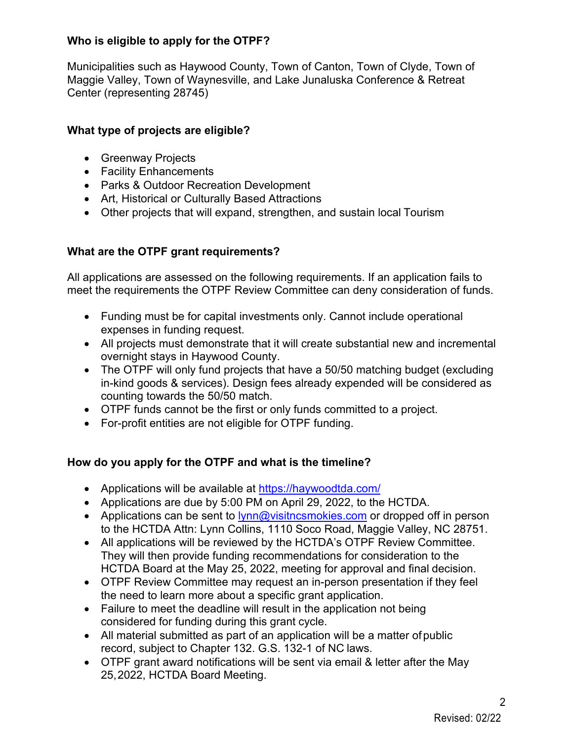**Who is eligible to apply for the OTPF?**

Municipalities such as Haywood County, Town of Canton, Town of Clyde, Town of Maggie Valley, Town of Waynesville, and Lake Junaluska Conference & Retreat Center (representing 28745)

**What type of projects are eligible?**

- Greenway Projects
- Facility Enhancements
- Parks & Outdoor Recreation Development
- Art, Historical or Culturally Based Attractions
- Other projects that will expand, strengthen, and sustain local Tourism

**What are the OTPF grant requirements?**

All applications are assessed on the following requirements. If an application fails to meet the requirements the OTPF Review Committee can deny consideration of funds.

- Funding must be for capital investments only. Cannot include operational expenses in funding request.
- All projects must demonstrate that it will create substantial new and incremental overnight stays in Haywood County.
- The OTPF will only fund projects that have a 50/50 matching budget (excluding in-kind goods & services). Design fees already expended will be considered as counting towards the 50/50 match.
- OTPF funds cannot be the first or only funds committed to a project.
- For-profit entities are not eligible for OTPF funding.

**How do you apply for the OTPF and what is the timeline?**

- Applications will be available at https://haywoodtda.com/
- Applications are due by 5:00 PM on April 29, 2022, to the HCTDA.
- Applications can be sent to lynn@visitncsmokies.com or dropped off in person to the HCTDA Attn: Lynn Collins, 1110 Soco Road, Maggie Valley, NC 28751.
- All applications will be reviewed by the HCTDA's OTPF Review Committee. They will then provide funding recommendations for consideration to the HCTDA Board at the May 25, 2022, meeting for approval and final decision.
- OTPF Review Committee may request an in-person presentation if they feel the need to learn more about a specific grant application.
- Failure to meet the deadline will result in the application not being considered for funding during this grant cycle.
- All material submitted as part of an application will be a matter of public record, subject to Chapter 132. G.S. 132-1 of NC laws.
- OTPF grant award notifications will be sent via email & letter after the May 25, 2022, HCTDA Board Meeting.

Revised: 02/22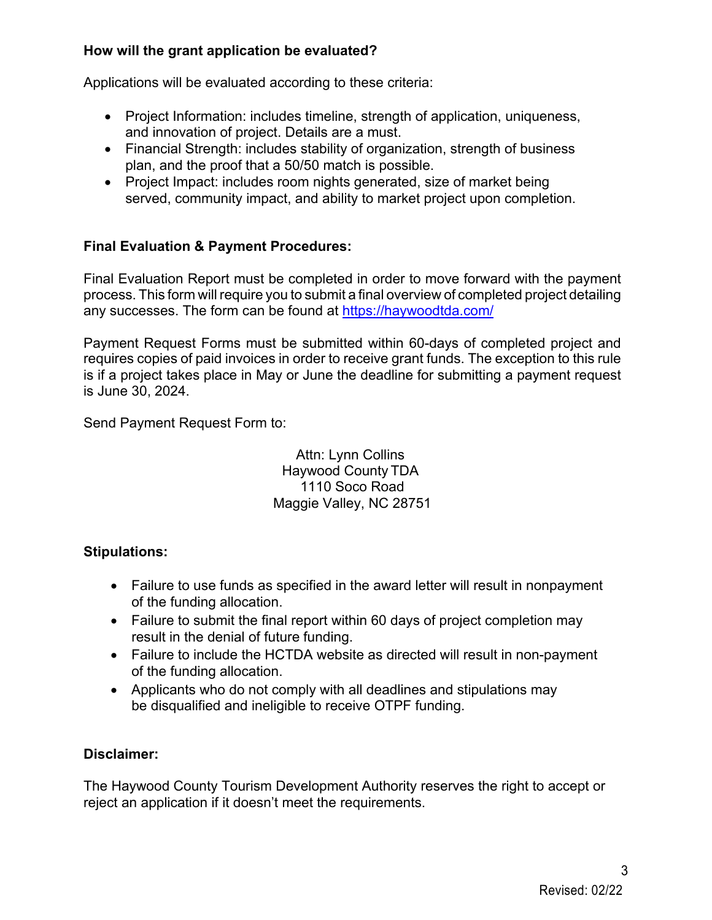**How will the grant application be evaluated?**

Applications will be evaluated according to these criteria:

- Project Information: includes timeline, strength of application, uniqueness, and innovation of project. Details are a must.
- Financial Strength: includes stability of organization, strength of business plan, and the proof that a 50/50 match is possible.
- Project Impact: includes room nights generated, size of market being served, community impact, and ability to market project upon completion.

**Final Evaluation & Payment Procedures:**

Final Evaluation Report must be completed in order to move forward with the payment process. This form will require you to submit a final overview of completed project detailing any successes. The form can be found at https://haywoodtda.com/

Payment Request Forms must be submitted within 60-days of completed project and requires copies of paid invoices in order to receive grant funds. The exception to this rule is if a project takes place in May or June the deadline for submitting a payment request is June 30, 2024.

Send Payment Request Form to:

Attn: Lynn Collins
Haywood County TDA
1110 Soco Road
Maggie Valley, NC 28751

**Stipulations:**

- Failure to use funds as specified in the award letter will result in nonpayment of the funding allocation.
- Failure to submit the final report within 60 days of project completion may result in the denial of future funding.
- Failure to include the HCTDA website as directed will result in non-payment of the funding allocation.
- Applicants who do not comply with all deadlines and stipulations may be disqualified and ineligible to receive OTPF funding.

**Disclaimer:**

The Haywood County Tourism Development Authority reserves the right to accept or reject an application if it doesn't meet the requirements.

Revised: 02/22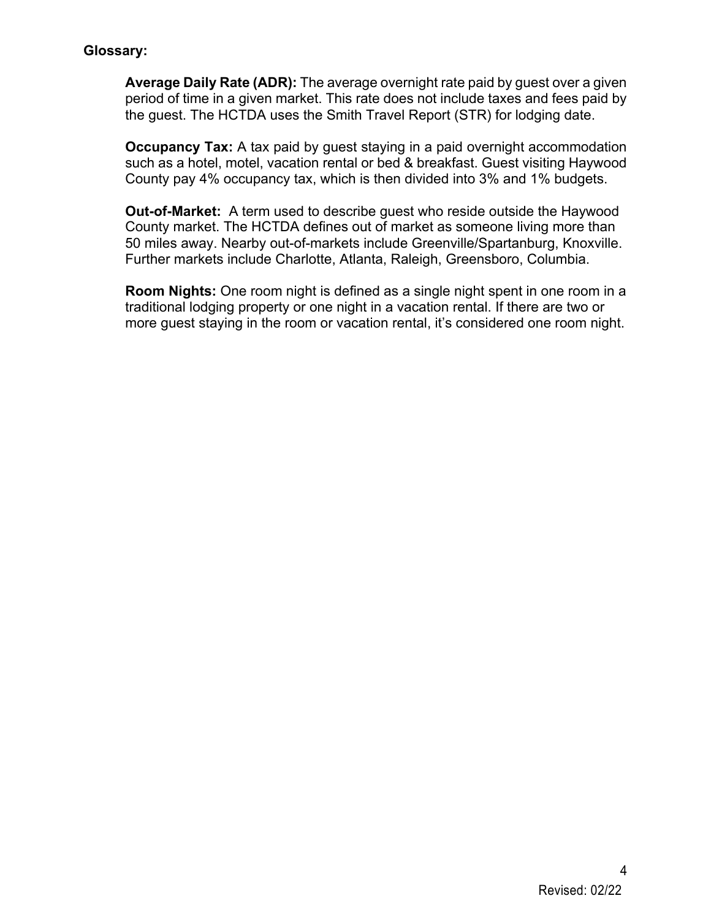**Glossary:**

**Average Daily Rate (ADR):** The average overnight rate paid by guest over a given period of time in a given market. This rate does not include taxes and fees paid by the guest. The HCTDA uses the Smith Travel Report (STR) for lodging date.

**Occupancy Tax:** A tax paid by guest staying in a paid overnight accommodation such as a hotel, motel, vacation rental or bed & breakfast. Guest visiting Haywood County pay 4% occupancy tax, which is then divided into 3% and 1% budgets.

**Out-of-Market:** A term used to describe guest who reside outside the Haywood County market. The HCTDA defines out of market as someone living more than 50 miles away. Nearby out-of-markets include Greenville/Spartanburg, Knoxville. Further markets include Charlotte, Atlanta, Raleigh, Greensboro, Columbia.

**Room Nights:** One room night is defined as a single night spent in one room in a traditional lodging property or one night in a vacation rental. If there are two or more guest staying in the room or vacation rental, it's considered one room night.

Revised: 02/22